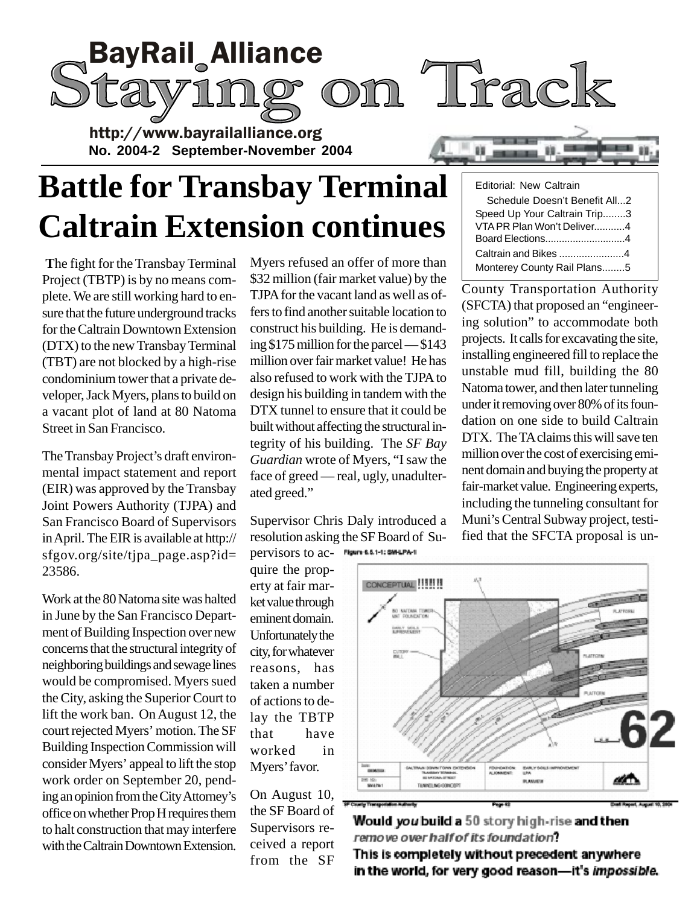# BayRail Alliance

# Staying on Track

http://www.bayrailalliance.org

**No. 2004-2 September-November 2004**

| |
|---|
| Editorial: New Caltrain Schedule Doesn't Benefit All...2 |
| Speed Up Your Caltrain Trip........3 |
| VTA PR Plan Won't Deliver...........4 |
| Board Elections............................4 |
| Caltrain and Bikes .......................4 |
| Monterey County Rail Plans........5 |

# Battle for Transbay Terminal Caltrain Extension continues

**T**he fight for the Transbay Terminal Project (TBTP) is by no means complete. We are still working hard to ensure that the future underground tracks for the Caltrain Downtown Extension (DTX) to the new Transbay Terminal (TBT) are not blocked by a high-rise condominium tower that a private developer, Jack Myers, plans to build on a vacant plot of land at 80 Natoma Street in San Francisco.

The Transbay Project's draft environmental impact statement and report (EIR) was approved by the Transbay Joint Powers Authority (TJPA) and San Francisco Board of Supervisors in April. The EIR is available at http://sfgov.org/site/tjpa_page.asp?id=23586.

Work at the 80 Natoma site was halted in June by the San Francisco Department of Building Inspection over new concerns that the structural integrity of neighboring buildings and sewage lines would be compromised. Myers sued the City, asking the Superior Court to lift the work ban. On August 12, the court rejected Myers' motion. The SF Building Inspection Commission will consider Myers' appeal to lift the stop work order on September 20, pending an opinion from the City Attorney's office on whether Prop H requires them to halt construction that may interfere with the Caltrain Downtown Extension.

Myers refused an offer of more than $32 million (fair market value) by the TJPA for the vacant land as well as offers to find another suitable location to construct his building. He is demanding $175 million for the parcel — $143 million over fair market value! He has also refused to work with the TJPA to design his building in tandem with the DTX tunnel to ensure that it could be built without affecting the structural integrity of his building. The *SF Bay Guardian* wrote of Myers, "I saw the face of greed — real, ugly, unadulterated greed."

Supervisor Chris Daly introduced a resolution asking the SF Board of Supervisors to acquire the property at fair market value through eminent domain. Unfortunately the city, for whatever reasons, has taken a number of actions to delay the TBTP that have worked in Myers' favor.

On August 10, the SF Board of Supervisors received a report from the SF County Transportation Authority (SFCTA) that proposed an "engineering solution" to accommodate both projects. It calls for excavating the site, installing engineered fill to replace the unstable mud fill, building the 80 Natoma tower, and then later tunneling under it removing over 80% of its foundation on one side to build Caltrain DTX. The TA claims this will save ten million over the cost of exercising eminent domain and buying the property at fair-market value. Engineering experts, including the tunneling consultant for Muni's Central Subway project, testified that the SFCTA proposal is un-

**Would *you* build a 50 story high-rise and then *remove over half of its foundation*?
This is completely without precedent anywhere in the world, for very good reason—it's *impossible*.**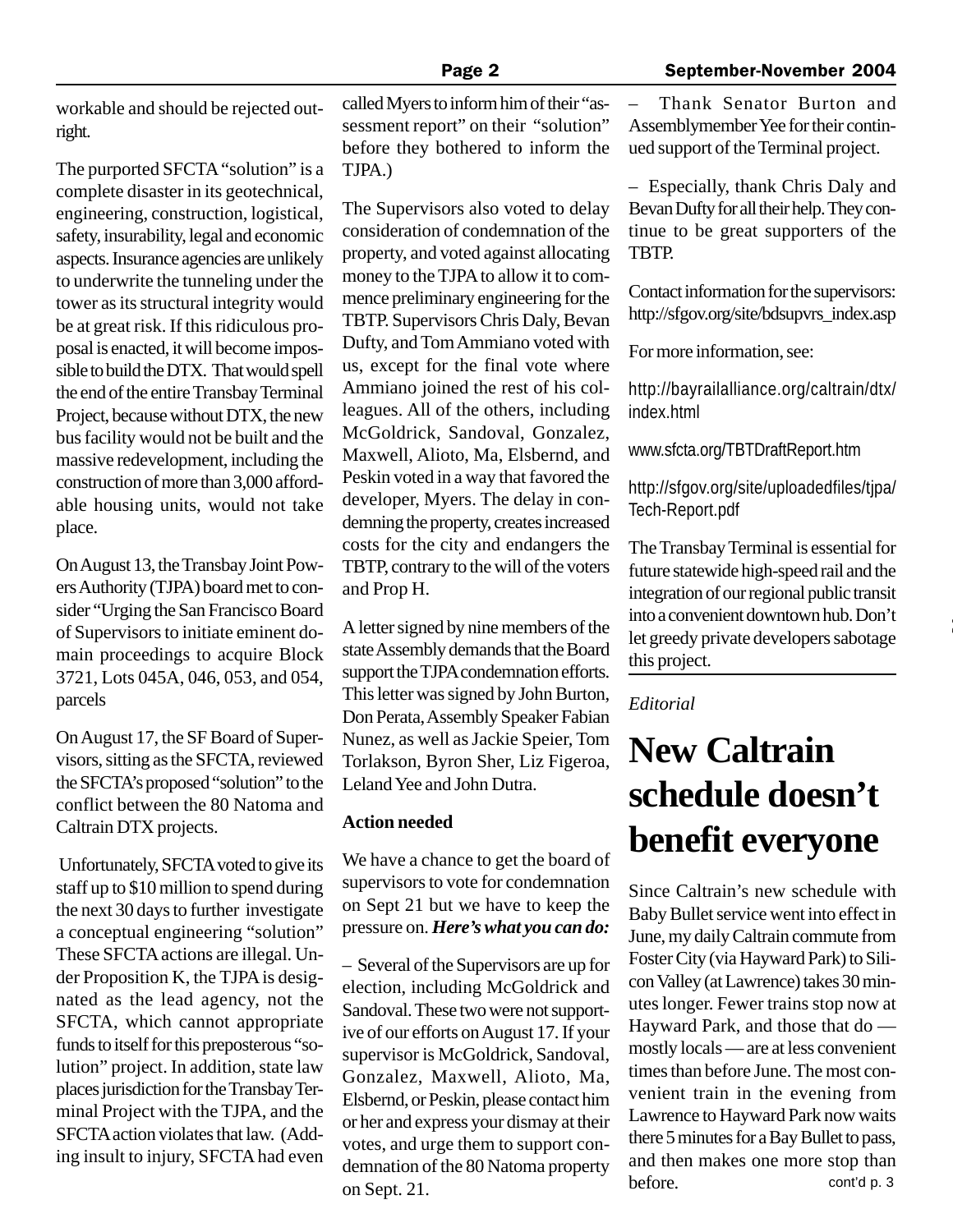workable and should be rejected outright.

The purported SFCTA "solution" is a complete disaster in its geotechnical, engineering, construction, logistical, safety, insurability, legal and economic aspects. Insurance agencies are unlikely to underwrite the tunneling under the tower as its structural integrity would be at great risk. If this ridiculous proposal is enacted, it will become impossible to build the DTX. That would spell the end of the entire Transbay Terminal Project, because without DTX, the new bus facility would not be built and the massive redevelopment, including the construction of more than 3,000 affordable housing units, would not take place.

On August 13, the Transbay Joint Powers Authority (TJPA) board met to consider "Urging the San Francisco Board of Supervisors to initiate eminent domain proceedings to acquire Block 3721, Lots 045A, 046, 053, and 054, parcels

On August 17, the SF Board of Supervisors, sitting as the SFCTA, reviewed the SFCTA's proposed "solution" to the conflict between the 80 Natoma and Caltrain DTX projects.

Unfortunately, SFCTA voted to give its staff up to $10 million to spend during the next 30 days to further investigate a conceptual engineering "solution" These SFCTA actions are illegal. Under Proposition K, the TJPA is designated as the lead agency, not the SFCTA, which cannot appropriate funds to itself for this preposterous "solution" project. In addition, state law places jurisdiction for the Transbay Terminal Project with the TJPA, and the SFCTA action violates that law. (Adding insult to injury, SFCTA had even called Myers to inform him of their "assessment report" on their "solution" before they bothered to inform the TJPA.)

The Supervisors also voted to delay consideration of condemnation of the property, and voted against allocating money to the TJPA to allow it to commence preliminary engineering for the TBTP. Supervisors Chris Daly, Bevan Dufty, and Tom Ammiano voted with us, except for the final vote where Ammiano joined the rest of his colleagues. All of the others, including McGoldrick, Sandoval, Gonzalez, Maxwell, Alioto, Ma, Elsbernd, and Peskin voted in a way that favored the developer, Myers. The delay in condemning the property, creates increased costs for the city and endangers the TBTP, contrary to the will of the voters and Prop H.

A letter signed by nine members of the state Assembly demands that the Board support the TJPA condemnation efforts. This letter was signed by John Burton, Don Perata, Assembly Speaker Fabian Nunez, as well as Jackie Speier, Tom Torlakson, Byron Sher, Liz Figeroa, Leland Yee and John Dutra.

**Action needed**

We have a chance to get the board of supervisors to vote for condemnation on Sept 21 but we have to keep the pressure on. ***Here's what you can do:***

– Several of the Supervisors are up for election, including McGoldrick and Sandoval. These two were not supportive of our efforts on August 17. If your supervisor is McGoldrick, Sandoval, Gonzalez, Maxwell, Alioto, Ma, Elsbernd, or Peskin, please contact him or her and express your dismay at their votes, and urge them to support condemnation of the 80 Natoma property on Sept. 21.

– Thank Senator Burton and Assemblymember Yee for their continued support of the Terminal project.

– Especially, thank Chris Daly and Bevan Dufty for all their help. They continue to be great supporters of the TBTP.

Contact information for the supervisors: http://sfgov.org/site/bdsupvrs_index.asp

For more information, see:

http://bayrailalliance.org/caltrain/dtx/index.html

www.sfcta.org/TBTDraftReport.htm

http://sfgov.org/site/uploadedfiles/tjpa/Tech-Report.pdf

The Transbay Terminal is essential for future statewide high-speed rail and the integration of our regional public transit into a convenient downtown hub. Don't let greedy private developers sabotage this project.

*Editorial*

# New Caltrain schedule doesn't benefit everyone

Since Caltrain's new schedule with Baby Bullet service went into effect in June, my daily Caltrain commute from Foster City (via Hayward Park) to Silicon Valley (at Lawrence) takes 30 minutes longer. Fewer trains stop now at Hayward Park, and those that do — mostly locals — are at less convenient times than before June. The most convenient train in the evening from Lawrence to Hayward Park now waits there 5 minutes for a Bay Bullet to pass, and then makes one more stop than before.

cont'd p. 3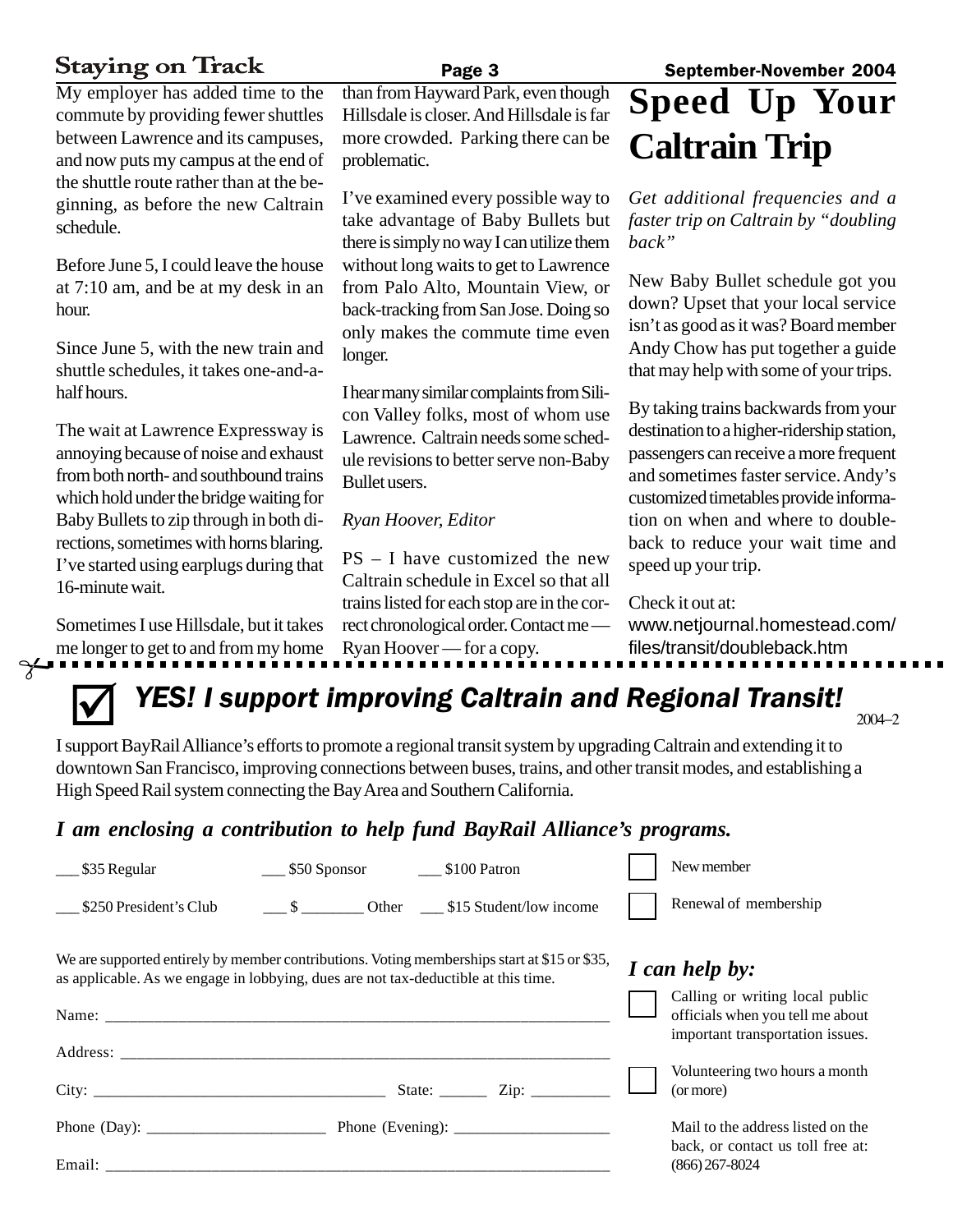My employer has added time to the commute by providing fewer shuttles between Lawrence and its campuses, and now puts my campus at the end of the shuttle route rather than at the beginning, as before the new Caltrain schedule.

Before June 5, I could leave the house at 7:10 am, and be at my desk in an hour.

Since June 5, with the new train and shuttle schedules, it takes one-and-a-half hours.

The wait at Lawrence Expressway is annoying because of noise and exhaust from both north- and southbound trains which hold under the bridge waiting for Baby Bullets to zip through in both directions, sometimes with horns blaring. I've started using earplugs during that 16-minute wait.

Sometimes I use Hillsdale, but it takes me longer to get to and from my home than from Hayward Park, even though Hillsdale is closer. And Hillsdale is far more crowded. Parking there can be problematic.

I've examined every possible way to take advantage of Baby Bullets but there is simply no way I can utilize them without long waits to get to Lawrence from Palo Alto, Mountain View, or back-tracking from San Jose. Doing so only makes the commute time even longer.

I hear many similar complaints from Silicon Valley folks, most of whom use Lawrence. Caltrain needs some schedule revisions to better serve non-Baby Bullet users.

*Ryan Hoover, Editor*

PS – I have customized the new Caltrain schedule in Excel so that all trains listed for each stop are in the correct chronological order. Contact me — Ryan Hoover — for a copy.

# Speed Up Your Caltrain Trip

*Get additional frequencies and a faster trip on Caltrain by "doubling back"*

New Baby Bullet schedule got you down? Upset that your local service isn't as good as it was? Board member Andy Chow has put together a guide that may help with some of your trips.

By taking trains backwards from your destination to a higher-ridership station, passengers can receive a more frequent and sometimes faster service. Andy's customized timetables provide information on when and where to double-back to reduce your wait time and speed up your trip.

Check it out at:
www.netjournal.homestead.com/files/transit/doubleback.htm

---

## ☑ *YES! I support improving Caltrain and Regional Transit!*

2004–2

I support BayRail Alliance's efforts to promote a regional transit system by upgrading Caltrain and extending it to downtown San Francisco, improving connections between buses, trains, and other transit modes, and establishing a High Speed Rail system connecting the Bay Area and Southern California.

***I am enclosing a contribution to help fund BayRail Alliance's programs.***

___ $35 Regular ___ $50 Sponsor ___ $100 Patron

___ $250 President's Club ___ $ ________ Other ___ $15 Student/low income

☐ New member

☐ Renewal of membership

We are supported entirely by member contributions. Voting memberships start at $15 or $35, as applicable. As we engage in lobbying, dues are not tax-deductible at this time.

Name: ______________________________________________

Address: ____________________________________________

City: ______________________________ State: ______ Zip: __________

Phone (Day): ____________________ Phone (Evening): ___________________

Email: ______________________________________________

***I can help by:***

☐ Calling or writing local public officials when you tell me about important transportation issues.

☐ Volunteering two hours a month (or more)

Mail to the address listed on the back, or contact us toll free at: (866) 267-8024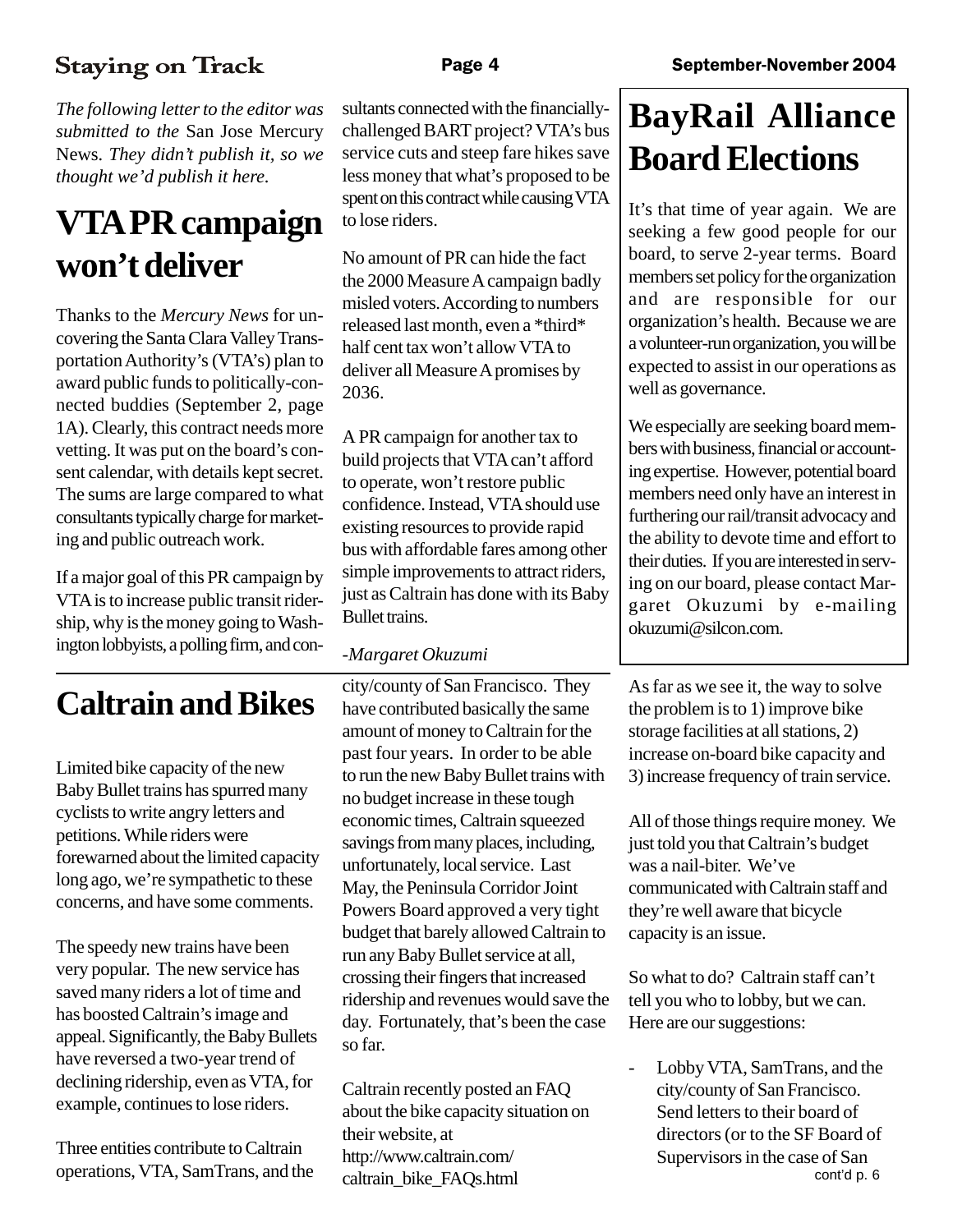*The following letter to the editor was submitted to the* San Jose Mercury News. *They didn't publish it, so we thought we'd publish it here.*

# VTA PR campaign won't deliver

Thanks to the *Mercury News* for uncovering the Santa Clara Valley Transportation Authority's (VTA's) plan to award public funds to politically-connected buddies (September 2, page 1A). Clearly, this contract needs more vetting. It was put on the board's consent calendar, with details kept secret. The sums are large compared to what consultants typically charge for marketing and public outreach work.

If a major goal of this PR campaign by VTA is to increase public transit ridership, why is the money going to Washington lobbyists, a polling firm, and consultants connected with the financially-challenged BART project? VTA's bus service cuts and steep fare hikes save less money that what's proposed to be spent on this contract while causing VTA to lose riders.

No amount of PR can hide the fact the 2000 Measure A campaign badly misled voters. According to numbers released last month, even a *third* half cent tax won't allow VTA to deliver all Measure A promises by 2036.

A PR campaign for another tax to build projects that VTA can't afford to operate, won't restore public confidence. Instead, VTA should use existing resources to provide rapid bus with affordable fares among other simple improvements to attract riders, just as Caltrain has done with its Baby Bullet trains.

*-Margaret Okuzumi*

# BayRail Alliance Board Elections

It's that time of year again. We are seeking a few good people for our board, to serve 2-year terms. Board members set policy for the organization and are responsible for our organization's health. Because we are a volunteer-run organization, you will be expected to assist in our operations as well as governance.

We especially are seeking board members with business, financial or accounting expertise. However, potential board members need only have an interest in furthering our rail/transit advocacy and the ability to devote time and effort to their duties. If you are interested in serving on our board, please contact Margaret Okuzumi by e-mailing okuzumi@silcon.com.

# Caltrain and Bikes

Limited bike capacity of the new Baby Bullet trains has spurred many cyclists to write angry letters and petitions. While riders were forewarned about the limited capacity long ago, we're sympathetic to these concerns, and have some comments.

The speedy new trains have been very popular. The new service has saved many riders a lot of time and has boosted Caltrain's image and appeal. Significantly, the Baby Bullets have reversed a two-year trend of declining ridership, even as VTA, for example, continues to lose riders.

Three entities contribute to Caltrain operations, VTA, SamTrans, and the city/county of San Francisco. They have contributed basically the same amount of money to Caltrain for the past four years. In order to be able to run the new Baby Bullet trains with no budget increase in these tough economic times, Caltrain squeezed savings from many places, including, unfortunately, local service. Last May, the Peninsula Corridor Joint Powers Board approved a very tight budget that barely allowed Caltrain to run any Baby Bullet service at all, crossing their fingers that increased ridership and revenues would save the day. Fortunately, that's been the case so far.

Caltrain recently posted an FAQ about the bike capacity situation on their website, at http://www.caltrain.com/caltrain_bike_FAQs.html

As far as we see it, the way to solve the problem is to 1) improve bike storage facilities at all stations, 2) increase on-board bike capacity and 3) increase frequency of train service.

All of those things require money. We just told you that Caltrain's budget was a nail-biter. We've communicated with Caltrain staff and they're well aware that bicycle capacity is an issue.

So what to do? Caltrain staff can't tell you who to lobby, but we can. Here are our suggestions:

- Lobby VTA, SamTrans, and the city/county of San Francisco. Send letters to their board of directors (or to the SF Board of Supervisors in the case of San

cont'd p. 6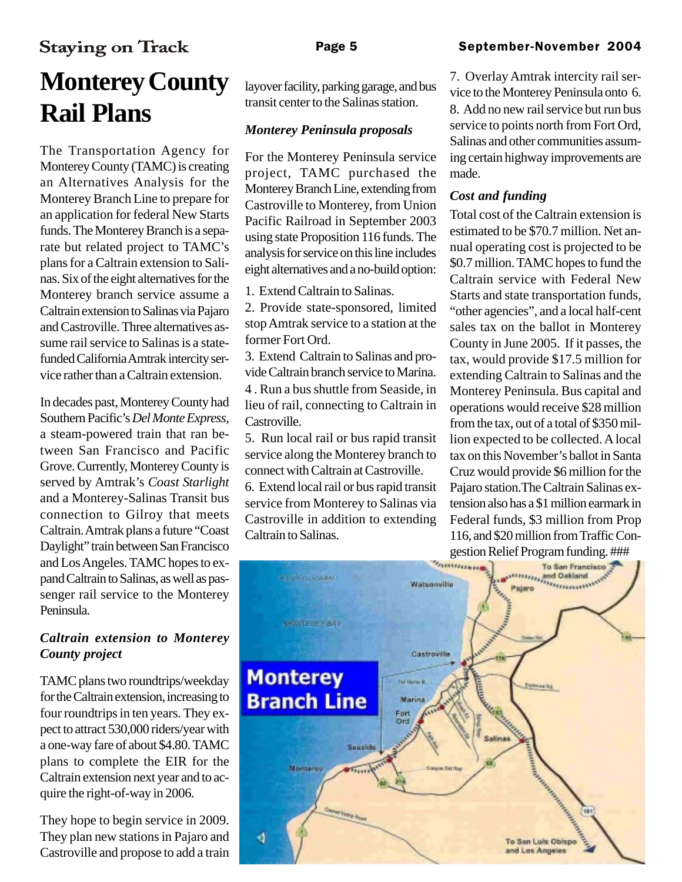# Monterey County Rail Plans

The Transportation Agency for Monterey County (TAMC) is creating an Alternatives Analysis for the Monterey Branch Line to prepare for an application for federal New Starts funds. The Monterey Branch is a separate but related project to TAMC's plans for a Caltrain extension to Salinas. Six of the eight alternatives for the Monterey branch service assume a Caltrain extension to Salinas via Pajaro and Castroville. Three alternatives assume rail service to Salinas is a state-funded California Amtrak intercity service rather than a Caltrain extension.

In decades past, Monterey County had Southern Pacific's *Del Monte Express*, a steam-powered train that ran between San Francisco and Pacific Grove. Currently, Monterey County is served by Amtrak's *Coast Starlight* and a Monterey-Salinas Transit bus connection to Gilroy that meets Caltrain. Amtrak plans a future "Coast Daylight" train between San Francisco and Los Angeles. TAMC hopes to expand Caltrain to Salinas, as well as passenger rail service to the Monterey Peninsula.

### *Caltrain extension to Monterey County project*

TAMC plans two roundtrips/weekday for the Caltrain extension, increasing to four roundtrips in ten years. They expect to attract 530,000 riders/year with a one-way fare of about $4.80. TAMC plans to complete the EIR for the Caltrain extension next year and to acquire the right-of-way in 2006.

They hope to begin service in 2009. They plan new stations in Pajaro and Castroville and propose to add a train layover facility, parking garage, and bus transit center to the Salinas station.

### *Monterey Peninsula proposals*

For the Monterey Peninsula service project, TAMC purchased the Monterey Branch Line, extending from Castroville to Monterey, from Union Pacific Railroad in September 2003 using state Proposition 116 funds. The analysis for service on this line includes eight alternatives and a no-build option:

1. Extend Caltrain to Salinas.
2. Provide state-sponsored, limited stop Amtrak service to a station at the former Fort Ord.
3. Extend Caltrain to Salinas and provide Caltrain branch service to Marina.
4. Run a bus shuttle from Seaside, in lieu of rail, connecting to Caltrain in Castroville.
5. Run local rail or bus rapid transit service along the Monterey branch to connect with Caltrain at Castroville.
6. Extend local rail or bus rapid transit service from Monterey to Salinas via Castroville in addition to extending Caltrain to Salinas.
7. Overlay Amtrak intercity rail service to the Monterey Peninsula onto 6.
8. Add no new rail service but run bus service to points north from Fort Ord, Salinas and other communities assuming certain highway improvements are made.

### *Cost and funding*

Total cost of the Caltrain extension is estimated to be $70.7 million. Net annual operating cost is projected to be $0.7 million. TAMC hopes to fund the Caltrain service with Federal New Starts and state transportation funds, "other agencies", and a local half-cent sales tax on the ballot in Monterey County in June 2005. If it passes, the tax, would provide $17.5 million for extending Caltrain to Salinas and the Monterey Peninsula. Bus capital and operations would receive $28 million from the tax, out of a total of $350 million expected to be collected. A local tax on this November's ballot in Santa Cruz would provide $6 million for the Pajaro station. The Caltrain Salinas extension also has a $1 million earmark in Federal funds, $3 million from Prop 116, and $20 million from Traffic Congestion Relief Program funding. ###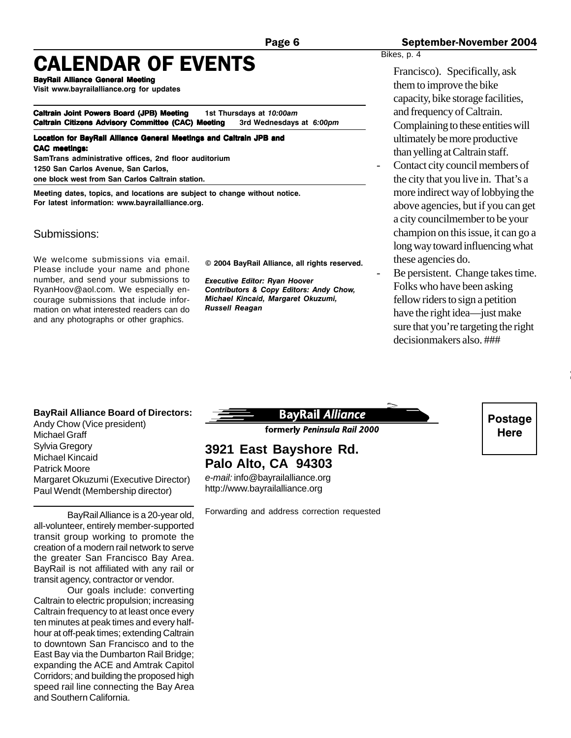# CALENDAR OF EVENTS

**BayRail Alliance General Meeting**
**Visit www.bayrailalliance.org for updates**

**Caltrain Joint Powers Board (JPB) Meeting** 1st Thursdays at *10:00am*
**Caltrain Citizens Advisory Committee (CAC) Meeting** 3rd Wednesdays at *6:00pm*

**Location for BayRail Alliance General Meetings and Caltrain JPB and CAC meetings:**
SamTrans administrative offices, 2nd floor auditorium
1250 San Carlos Avenue, San Carlos,
one block west from San Carlos Caltrain station.

Meeting dates, topics, and locations are subject to change without notice.
For latest information: www.bayrailalliance.org.

## Submissions:

We welcome submissions via email. Please include your name and phone number, and send your submissions to RyanHoov@aol.com. We especially encourage submissions that include information on what interested readers can do and any photographs or other graphics.

© 2004 BayRail Alliance, all rights reserved.

*Executive Editor: Ryan Hoover*
*Contributors & Copy Editors: Andy Chow, Michael Kincaid, Margaret Okuzumi, Russell Reagan*

Bikes, p. 4

Francisco). Specifically, ask them to improve the bike capacity, bike storage facilities, and frequency of Caltrain. Complaining to these entities will ultimately be more productive than yelling at Caltrain staff.

- Contact city council members of the city that you live in. That's a more indirect way of lobbying the above agencies, but if you can get a city councilmember to be your champion on this issue, it can go a long way toward influencing what these agencies do.
- Be persistent. Change takes time. Folks who have been asking fellow riders to sign a petition have the right idea—just make sure that you're targeting the right decisionmakers also. ###

**BayRail Alliance Board of Directors:**
Andy Chow (Vice president)
Michael Graff
Sylvia Gregory
Michael Kincaid
Patrick Moore
Margaret Okuzumi (Executive Director)
Paul Wendt (Membership director)

BayRail Alliance is a 20-year old, all-volunteer, entirely member-supported transit group working to promote the creation of a modern rail network to serve the greater San Francisco Bay Area. BayRail is not affiliated with any rail or transit agency, contractor or vendor.

Our goals include: converting Caltrain to electric propulsion; increasing Caltrain frequency to at least once every ten minutes at peak times and every half-hour at off-peak times; extending Caltrain to downtown San Francisco and to the East Bay via the Dumbarton Rail Bridge; expanding the ACE and Amtrak Capitol Corridors; and building the proposed high speed rail line connecting the Bay Area and Southern California.

**BayRail *Alliance***
**formerly *Peninsula Rail 2000***

**3921 East Bayshore Rd.**
**Palo Alto, CA 94303**

*e-mail:* info@bayrailalliance.org
http://www.bayrailalliance.org

Forwarding and address correction requested

**Postage Here**